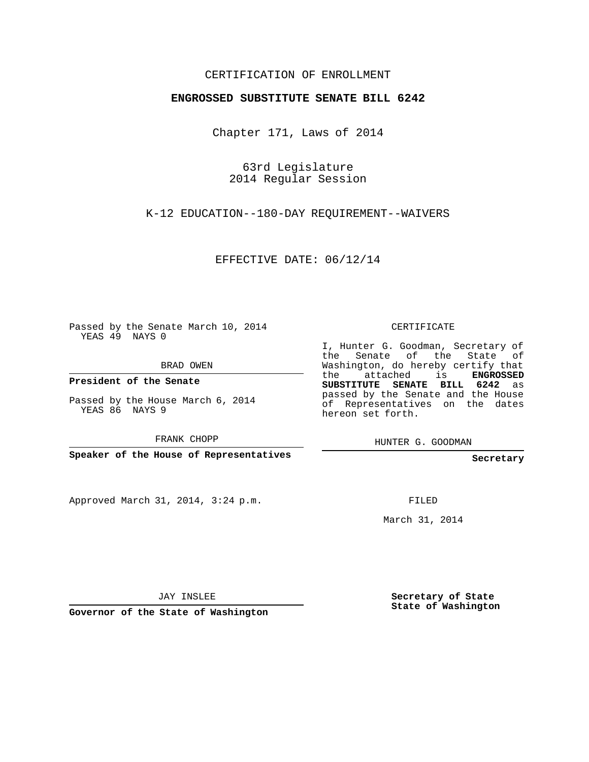CERTIFICATION OF ENROLLMENT

**ENGROSSED SUBSTITUTE SENATE BILL 6242**

Chapter 171, Laws of 2014

63rd Legislature
2014 Regular Session

K-12 EDUCATION--180-DAY REQUIREMENT--WAIVERS

EFFECTIVE DATE: 06/12/14

Passed by the Senate March 10, 2014
YEAS 49 NAYS 0

BRAD OWEN

**President of the Senate**

Passed by the House March 6, 2014
YEAS 86 NAYS 9

FRANK CHOPP

**Speaker of the House of Representatives**

Approved March 31, 2014, 3:24 p.m.

JAY INSLEE

**Governor of the State of Washington**

CERTIFICATE

I, Hunter G. Goodman, Secretary of the Senate of the State of Washington, do hereby certify that the attached is **ENGROSSED SUBSTITUTE SENATE BILL 6242** as passed by the Senate and the House of Representatives on the dates hereon set forth.

HUNTER G. GOODMAN

**Secretary**

FILED

March 31, 2014

**Secretary of State**
**State of Washington**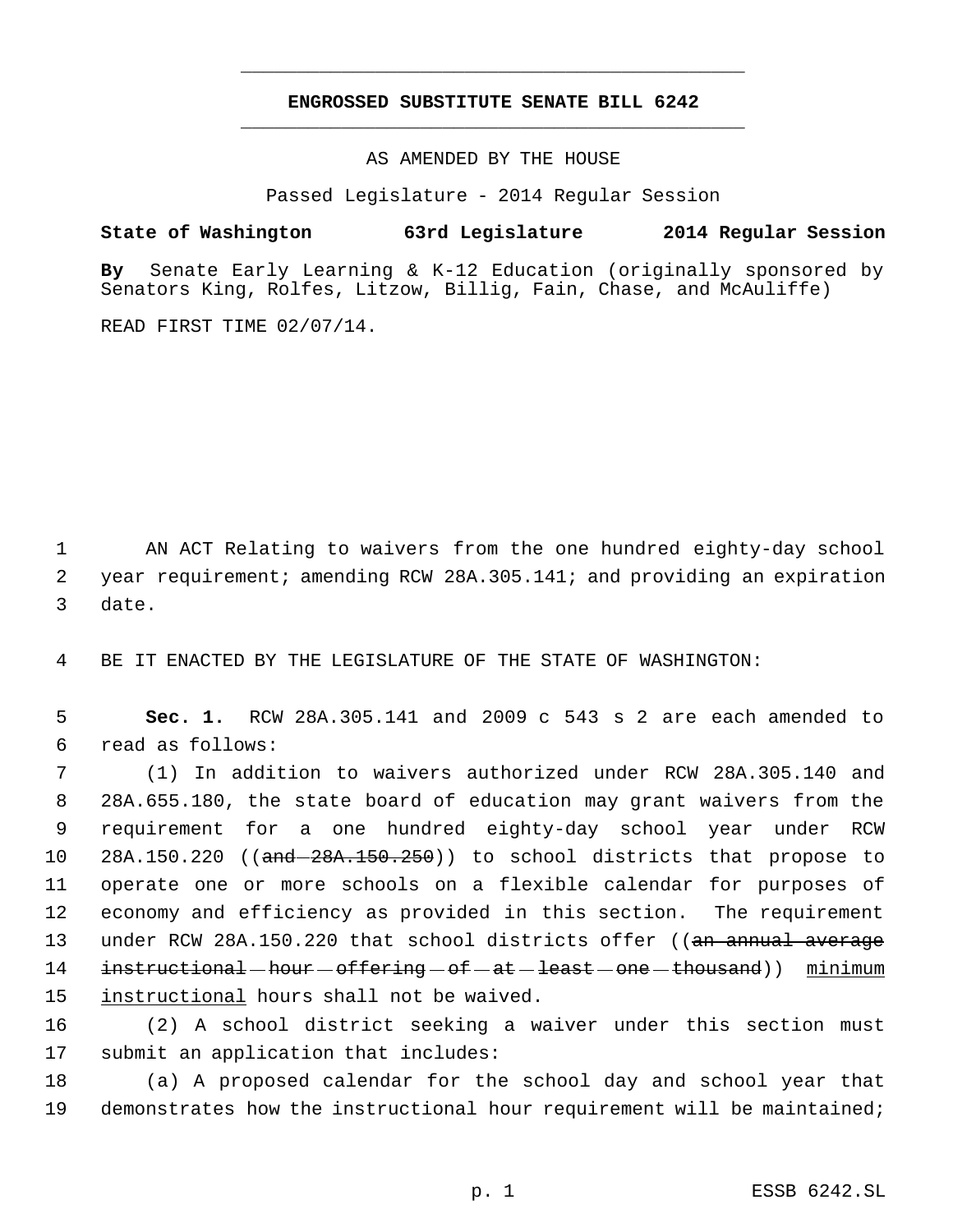# ENGROSSED SUBSTITUTE SENATE BILL 6242

AS AMENDED BY THE HOUSE

Passed Legislature - 2014 Regular Session

**State of Washington 63rd Legislature 2014 Regular Session**

**By** Senate Early Learning & K-12 Education (originally sponsored by Senators King, Rolfes, Litzow, Billig, Fain, Chase, and McAuliffe)

READ FIRST TIME 02/07/14.

AN ACT Relating to waivers from the one hundred eighty-day school year requirement; amending RCW 28A.305.141; and providing an expiration date.

BE IT ENACTED BY THE LEGISLATURE OF THE STATE OF WASHINGTON:

**Sec. 1.** RCW 28A.305.141 and 2009 c 543 s 2 are each amended to read as follows:

(1) In addition to waivers authorized under RCW 28A.305.140 and 28A.655.180, the state board of education may grant waivers from the requirement for a one hundred eighty-day school year under RCW 28A.150.220 ((~~and 28A.150.250~~)) to school districts that propose to operate one or more schools on a flexible calendar for purposes of economy and efficiency as provided in this section. The requirement under RCW 28A.150.220 that school districts offer ((~~an annual average instructional hour offering of at least one thousand~~)) <u>minimum instructional</u> hours shall not be waived.

(2) A school district seeking a waiver under this section must submit an application that includes:

(a) A proposed calendar for the school day and school year that demonstrates how the instructional hour requirement will be maintained;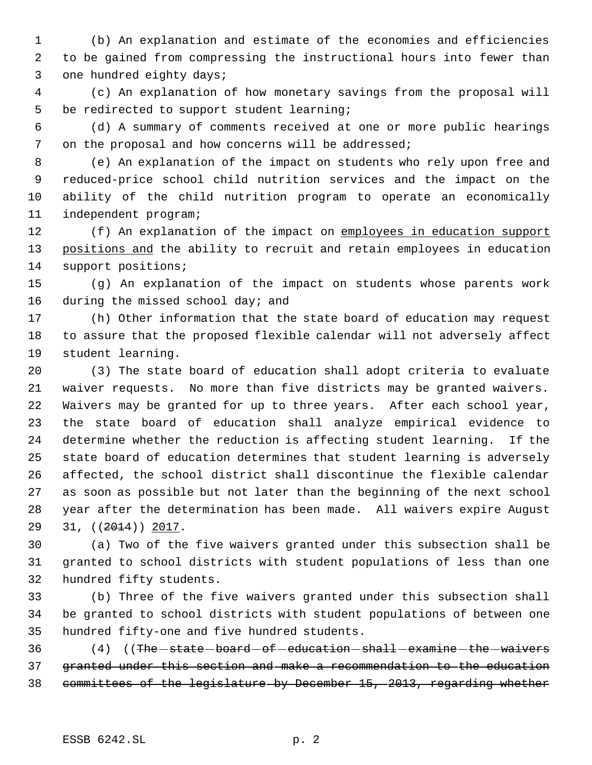(b) An explanation and estimate of the economies and efficiencies to be gained from compressing the instructional hours into fewer than one hundred eighty days;

(c) An explanation of how monetary savings from the proposal will be redirected to support student learning;

(d) A summary of comments received at one or more public hearings on the proposal and how concerns will be addressed;

(e) An explanation of the impact on students who rely upon free and reduced-price school child nutrition services and the impact on the ability of the child nutrition program to operate an economically independent program;

(f) An explanation of the impact on <u>employees in education support positions and</u> the ability to recruit and retain employees in education support positions;

(g) An explanation of the impact on students whose parents work during the missed school day; and

(h) Other information that the state board of education may request to assure that the proposed flexible calendar will not adversely affect student learning.

(3) The state board of education shall adopt criteria to evaluate waiver requests. No more than five districts may be granted waivers. Waivers may be granted for up to three years. After each school year, the state board of education shall analyze empirical evidence to determine whether the reduction is affecting student learning. If the state board of education determines that student learning is adversely affected, the school district shall discontinue the flexible calendar as soon as possible but not later than the beginning of the next school year after the determination has been made. All waivers expire August 31, ((~~2014~~)) <u>2017</u>.

(a) Two of the five waivers granted under this subsection shall be granted to school districts with student populations of less than one hundred fifty students.

(b) Three of the five waivers granted under this subsection shall be granted to school districts with student populations of between one hundred fifty-one and five hundred students.

(4) ((~~The state board of education shall examine the waivers granted under this section and make a recommendation to the education committees of the legislature by December 15, 2013, regarding whether~~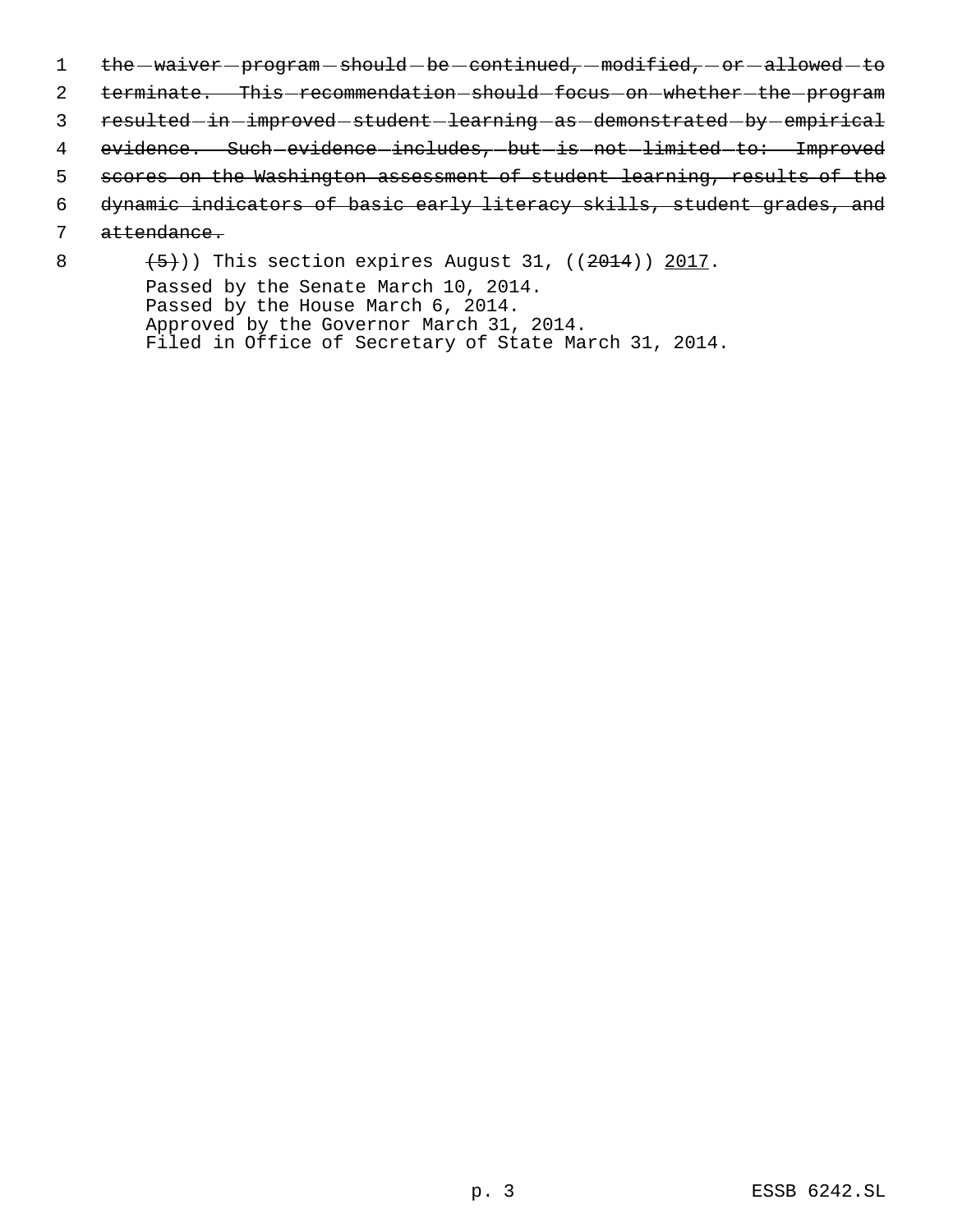~~the waiver program should be continued, modified, or allowed to terminate. This recommendation should focus on whether the program resulted in improved student learning as demonstrated by empirical evidence. Such evidence includes, but is not limited to: Improved scores on the Washington assessment of student learning, results of the dynamic indicators of basic early literacy skills, student grades, and attendance.~~

~~(5)~~)) This section expires August 31, ((~~2014~~)) <u>2017</u>.

Passed by the Senate March 10, 2014.
Passed by the House March 6, 2014.
Approved by the Governor March 31, 2014.
Filed in Office of Secretary of State March 31, 2014.